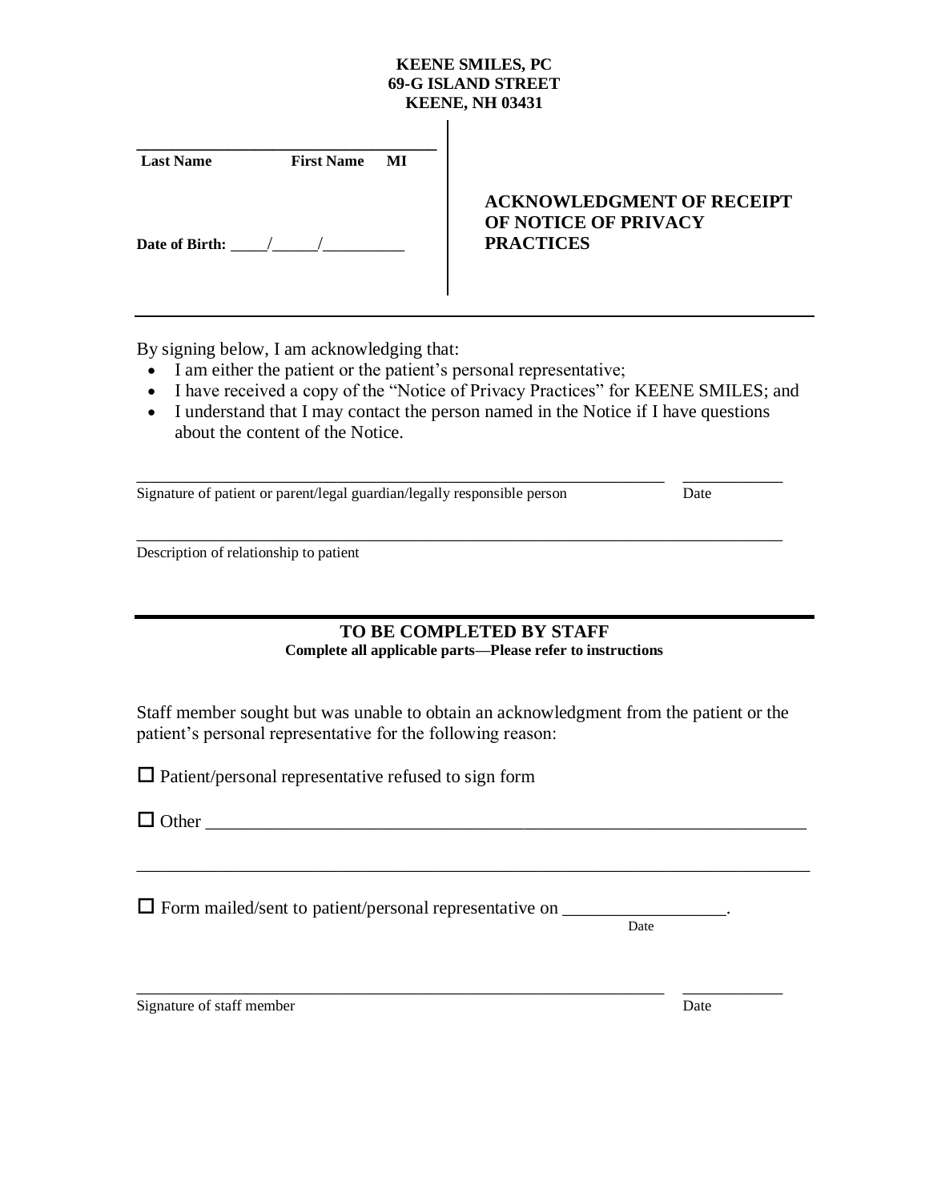**KEENE SMILES, PC**
**69-G ISLAND STREET**
**KEENE, NH 03431**

\_\_\_\_\_\_\_\_\_\_\_\_\_\_\_\_\_\_\_\_\_\_\_\_\_\_\_\_\_\_\_\_\_\_\_\_
**Last Name First Name MI**

**Date of Birth:** \_\_\_\_\_/\_\_\_\_\_\_/\_\_\_\_\_\_\_\_\_\_

## ACKNOWLEDGMENT OF RECEIPT OF NOTICE OF PRIVACY PRACTICES

By signing below, I am acknowledging that:

- I am either the patient or the patient's personal representative;
- I have received a copy of the "Notice of Privacy Practices" for KEENE SMILES; and
- I understand that I may contact the person named in the Notice if I have questions about the content of the Notice.

\_\_\_\_\_\_\_\_\_\_\_\_\_\_\_\_\_\_\_\_\_\_\_\_\_\_\_\_\_\_\_\_\_\_\_\_\_\_\_\_\_\_\_\_\_\_\_\_\_\_\_\_\_\_\_\_\_\_\_\_\_\_\_\_ \_\_\_\_\_\_\_\_\_\_\_\_
Signature of patient or parent/legal guardian/legally responsible person Date

\_\_\_\_\_\_\_\_\_\_\_\_\_\_\_\_\_\_\_\_\_\_\_\_\_\_\_\_\_\_\_\_\_\_\_\_\_\_\_\_\_\_\_\_\_\_\_\_\_\_\_\_\_\_\_\_\_\_\_\_\_\_\_\_\_\_\_\_\_\_\_\_\_\_\_\_\_\_
Description of relationship to patient

---

## TO BE COMPLETED BY STAFF

**Complete all applicable parts—Please refer to instructions**

Staff member sought but was unable to obtain an acknowledgment from the patient or the patient's personal representative for the following reason:

☐ Patient/personal representative refused to sign form

☐ Other \_\_\_\_\_\_\_\_\_\_\_\_\_\_\_\_\_\_\_\_\_\_\_\_\_\_\_\_\_\_\_\_\_\_\_\_\_\_\_\_\_\_\_\_\_\_\_\_\_\_\_\_\_\_\_\_\_\_\_\_\_\_\_\_\_\_\_\_\_\_

\_\_\_\_\_\_\_\_\_\_\_\_\_\_\_\_\_\_\_\_\_\_\_\_\_\_\_\_\_\_\_\_\_\_\_\_\_\_\_\_\_\_\_\_\_\_\_\_\_\_\_\_\_\_\_\_\_\_\_\_\_\_\_\_\_\_\_\_\_\_\_\_\_\_\_\_\_\_

☐ Form mailed/sent to patient/personal representative on \_\_\_\_\_\_\_\_\_\_\_\_\_\_\_\_\_\_.
Date

\_\_\_\_\_\_\_\_\_\_\_\_\_\_\_\_\_\_\_\_\_\_\_\_\_\_\_\_\_\_\_\_\_\_\_\_\_\_\_\_\_\_\_\_\_\_\_\_\_\_\_\_\_\_\_\_\_\_\_\_\_\_\_\_ \_\_\_\_\_\_\_\_\_\_\_\_
Signature of staff member Date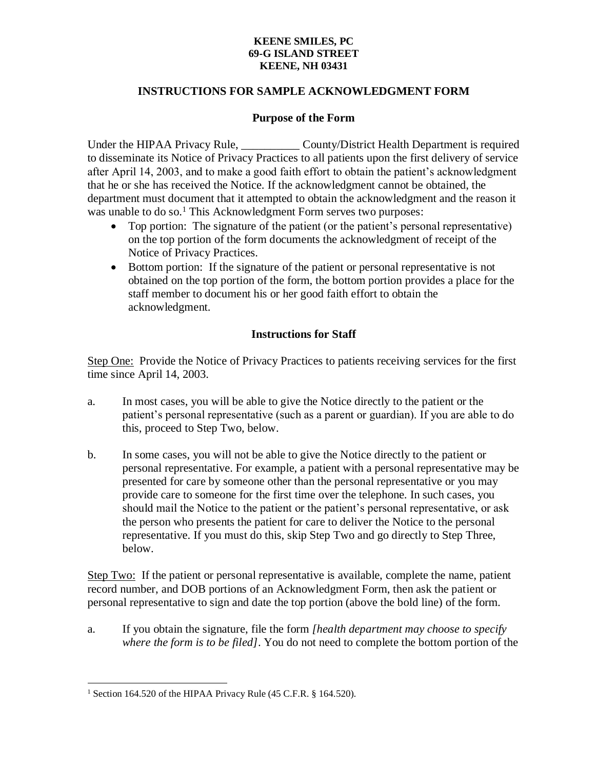**KEENE SMILES, PC**
**69-G ISLAND STREET**
**KEENE, NH 03431**

## INSTRUCTIONS FOR SAMPLE ACKNOWLEDGMENT FORM

### Purpose of the Form

Under the HIPAA Privacy Rule, __________ County/District Health Department is required to disseminate its Notice of Privacy Practices to all patients upon the first delivery of service after April 14, 2003, and to make a good faith effort to obtain the patient's acknowledgment that he or she has received the Notice. If the acknowledgment cannot be obtained, the department must document that it attempted to obtain the acknowledgment and the reason it was unable to do so.[1] This Acknowledgment Form serves two purposes:

- Top portion: The signature of the patient (or the patient's personal representative) on the top portion of the form documents the acknowledgment of receipt of the Notice of Privacy Practices.
- Bottom portion: If the signature of the patient or personal representative is not obtained on the top portion of the form, the bottom portion provides a place for the staff member to document his or her good faith effort to obtain the acknowledgment.

### Instructions for Staff

<u>Step One:</u> Provide the Notice of Privacy Practices to patients receiving services for the first time since April 14, 2003.

a. In most cases, you will be able to give the Notice directly to the patient or the patient's personal representative (such as a parent or guardian). If you are able to do this, proceed to Step Two, below.

b. In some cases, you will not be able to give the Notice directly to the patient or personal representative. For example, a patient with a personal representative may be presented for care by someone other than the personal representative or you may provide care to someone for the first time over the telephone. In such cases, you should mail the Notice to the patient or the patient's personal representative, or ask the person who presents the patient for care to deliver the Notice to the personal representative. If you must do this, skip Step Two and go directly to Step Three, below.

<u>Step Two:</u> If the patient or personal representative is available, complete the name, patient record number, and DOB portions of an Acknowledgment Form, then ask the patient or personal representative to sign and date the top portion (above the bold line) of the form.

a. If you obtain the signature, file the form *[health department may choose to specify where the form is to be filed]*. You do not need to complete the bottom portion of the

---

[1] Section 164.520 of the HIPAA Privacy Rule (45 C.F.R. § 164.520).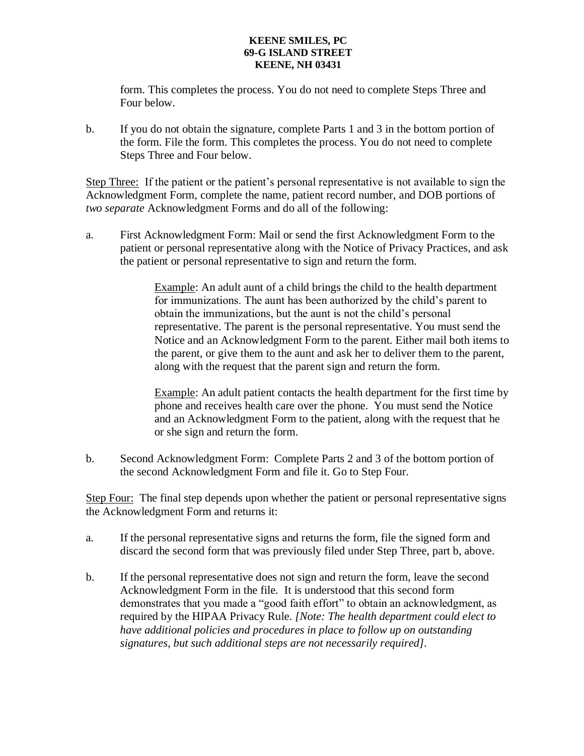form. This completes the process. You do not need to complete Steps Three and Four below.

b. If you do not obtain the signature, complete Parts 1 and 3 in the bottom portion of the form. File the form. This completes the process. You do not need to complete Steps Three and Four below.

Step Three: If the patient or the patient's personal representative is not available to sign the Acknowledgment Form, complete the name, patient record number, and DOB portions of *two separate* Acknowledgment Forms and do all of the following:

a. First Acknowledgment Form: Mail or send the first Acknowledgment Form to the patient or personal representative along with the Notice of Privacy Practices, and ask the patient or personal representative to sign and return the form.

> Example: An adult aunt of a child brings the child to the health department for immunizations. The aunt has been authorized by the child's parent to obtain the immunizations, but the aunt is not the child's personal representative. The parent is the personal representative. You must send the Notice and an Acknowledgment Form to the parent. Either mail both items to the parent, or give them to the aunt and ask her to deliver them to the parent, along with the request that the parent sign and return the form.
>
> Example: An adult patient contacts the health department for the first time by phone and receives health care over the phone. You must send the Notice and an Acknowledgment Form to the patient, along with the request that he or she sign and return the form.

b. Second Acknowledgment Form: Complete Parts 2 and 3 of the bottom portion of the second Acknowledgment Form and file it. Go to Step Four.

Step Four: The final step depends upon whether the patient or personal representative signs the Acknowledgment Form and returns it:

a. If the personal representative signs and returns the form, file the signed form and discard the second form that was previously filed under Step Three, part b, above.

b. If the personal representative does not sign and return the form, leave the second Acknowledgment Form in the file. It is understood that this second form demonstrates that you made a "good faith effort" to obtain an acknowledgment, as required by the HIPAA Privacy Rule. *[Note: The health department could elect to have additional policies and procedures in place to follow up on outstanding signatures, but such additional steps are not necessarily required].*